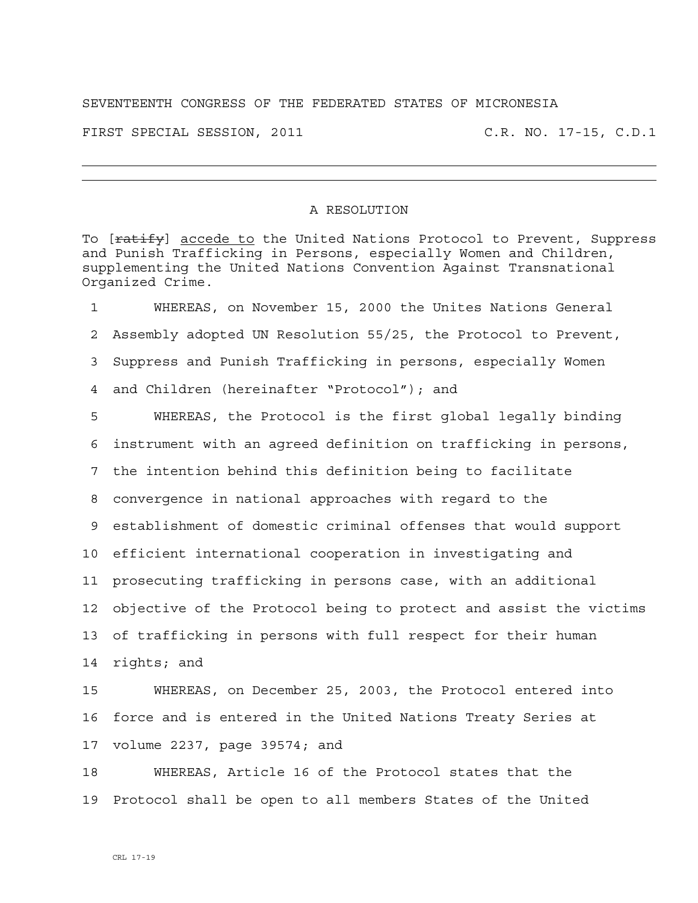SEVENTEENTH CONGRESS OF THE FEDERATED STATES OF MICRONESIA

FIRST SPECIAL SESSION, 2011 C.R. NO. 17-15, C.D.1

---

A RESOLUTION

To [~~ratify~~] <u>accede to</u> the United Nations Protocol to Prevent, Suppress and Punish Trafficking in Persons, especially Women and Children, supplementing the United Nations Convention Against Transnational Organized Crime.

1 WHEREAS, on November 15, 2000 the Unites Nations General
2 Assembly adopted UN Resolution 55/25, the Protocol to Prevent,
3 Suppress and Punish Trafficking in persons, especially Women
4 and Children (hereinafter "Protocol"); and
5 WHEREAS, the Protocol is the first global legally binding
6 instrument with an agreed definition on trafficking in persons,
7 the intention behind this definition being to facilitate
8 convergence in national approaches with regard to the
9 establishment of domestic criminal offenses that would support
10 efficient international cooperation in investigating and
11 prosecuting trafficking in persons case, with an additional
12 objective of the Protocol being to protect and assist the victims
13 of trafficking in persons with full respect for their human
14 rights; and
15 WHEREAS, on December 25, 2003, the Protocol entered into
16 force and is entered in the United Nations Treaty Series at
17 volume 2237, page 39574; and
18 WHEREAS, Article 16 of the Protocol states that the
19 Protocol shall be open to all members States of the United

CRL 17-19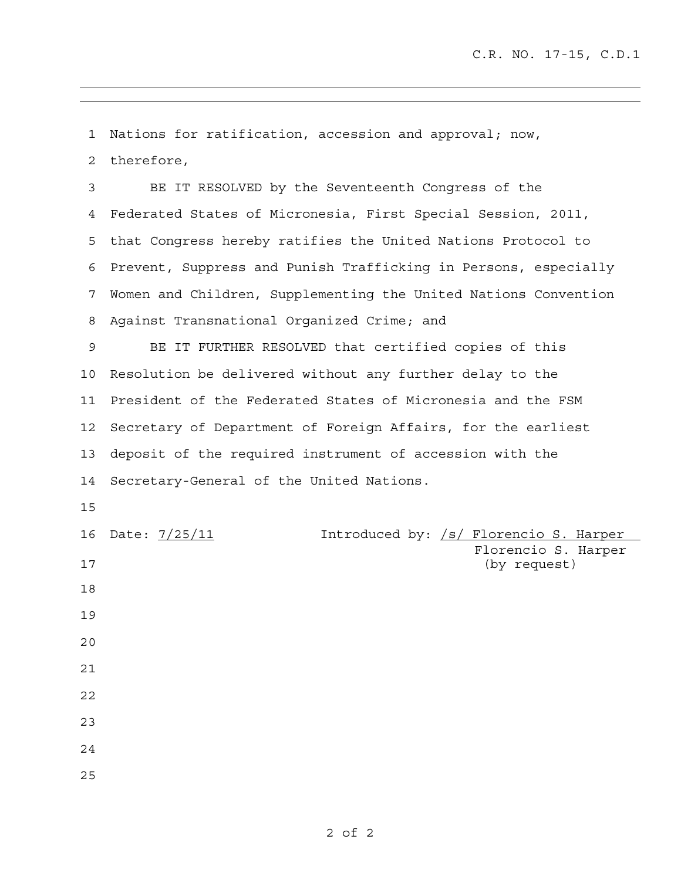Nations for ratification, accession and approval; now, therefore,

BE IT RESOLVED by the Seventeenth Congress of the Federated States of Micronesia, First Special Session, 2011, that Congress hereby ratifies the United Nations Protocol to Prevent, Suppress and Punish Trafficking in Persons, especially Women and Children, Supplementing the United Nations Convention Against Transnational Organized Crime; and

BE IT FURTHER RESOLVED that certified copies of this Resolution be delivered without any further delay to the President of the Federated States of Micronesia and the FSM Secretary of Department of Foreign Affairs, for the earliest deposit of the required instrument of accession with the Secretary-General of the United Nations.

Date: 7/25/11

Introduced by: /s/ Florencio S. Harper
Florencio S. Harper
(by request)